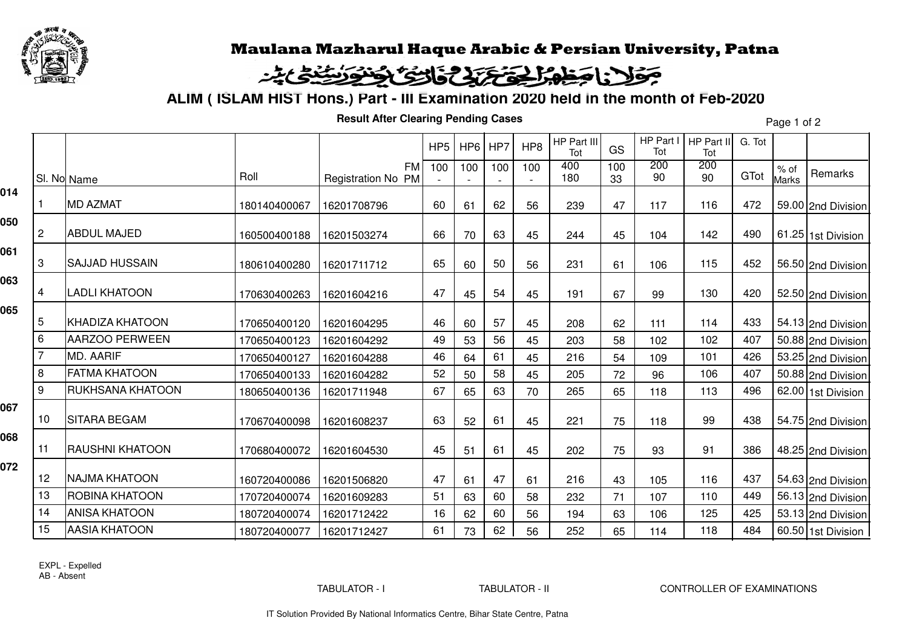# Maulana Mazharul Haque Arabic & Persian University, Patna

مولانا مظہرالحق عربی و فارسی یونیورسٹی پٹنہ

## ALIM ( ISLAM HIST Hons.) Part - III Examination 2020 held in the month of Feb-2020

**Result After Clearing Pending Cases**

| | Sl. No | Name | Roll | Registration No | HP5 | HP6 | HP7 | HP8 | HP Part III Tot | GS | HP Part I Tot | HP Part II Tot | G. Tot | | |
|---|---|---|---|---|---|---|---|---|---|---|---|---|---|---|---|
| | | | | FM | 100 | 100 | 100 | 100 | 400 | 100 | 200 | 200 | | | |
| | | | | PM | - | - | - | - | 180 | 33 | 90 | 90 | GTot | % of Marks | Remarks |
| 014 | 1 | MD AZMAT | 180140400067 | 16201708796 | 60 | 61 | 62 | 56 | 239 | 47 | 117 | 116 | 472 | 59.00 | 2nd Division |
| 050 | 2 | ABDUL MAJED | 160500400188 | 16201503274 | 66 | 70 | 63 | 45 | 244 | 45 | 104 | 142 | 490 | 61.25 | 1st Division |
| 061 | 3 | SAJJAD HUSSAIN | 180610400280 | 16201711712 | 65 | 60 | 50 | 56 | 231 | 61 | 106 | 115 | 452 | 56.50 | 2nd Division |
| 063 | 4 | LADLI KHATOON | 170630400263 | 16201604216 | 47 | 45 | 54 | 45 | 191 | 67 | 99 | 130 | 420 | 52.50 | 2nd Division |
| 065 | 5 | KHADIZA KHATOON | 170650400120 | 16201604295 | 46 | 60 | 57 | 45 | 208 | 62 | 111 | 114 | 433 | 54.13 | 2nd Division |
| | 6 | AARZOO PERWEEN | 170650400123 | 16201604292 | 49 | 53 | 56 | 45 | 203 | 58 | 102 | 102 | 407 | 50.88 | 2nd Division |
| | 7 | MD. AARIF | 170650400127 | 16201604288 | 46 | 64 | 61 | 45 | 216 | 54 | 109 | 101 | 426 | 53.25 | 2nd Division |
| | 8 | FATMA KHATOON | 170650400133 | 16201604282 | 52 | 50 | 58 | 45 | 205 | 72 | 96 | 106 | 407 | 50.88 | 2nd Division |
| | 9 | RUKHSANA KHATOON | 180650400136 | 16201711948 | 67 | 65 | 63 | 70 | 265 | 65 | 118 | 113 | 496 | 62.00 | 1st Division |
| 067 | 10 | SITARA BEGAM | 170670400098 | 16201608237 | 63 | 52 | 61 | 45 | 221 | 75 | 118 | 99 | 438 | 54.75 | 2nd Division |
| 068 | 11 | RAUSHNI KHATOON | 170680400072 | 16201604530 | 45 | 51 | 61 | 45 | 202 | 75 | 93 | 91 | 386 | 48.25 | 2nd Division |
| 072 | 12 | NAJMA KHATOON | 160720400086 | 16201506820 | 47 | 61 | 47 | 61 | 216 | 43 | 105 | 116 | 437 | 54.63 | 2nd Division |
| | 13 | ROBINA KHATOON | 170720400074 | 16201609283 | 51 | 63 | 60 | 58 | 232 | 71 | 107 | 110 | 449 | 56.13 | 2nd Division |
| | 14 | ANISA KHATOON | 180720400074 | 16201712422 | 16 | 62 | 60 | 56 | 194 | 63 | 106 | 125 | 425 | 53.13 | 2nd Division |
| | 15 | AASIA KHATOON | 180720400077 | 16201712427 | 61 | 73 | 62 | 56 | 252 | 65 | 114 | 118 | 484 | 60.50 | 1st Division |

EXPL - Expelled
AB - Absent

TABULATOR - I    TABULATOR - II    CONTROLLER OF EXAMINATIONS

IT Solution Provided By National Informatics Centre, Bihar State Centre, Patna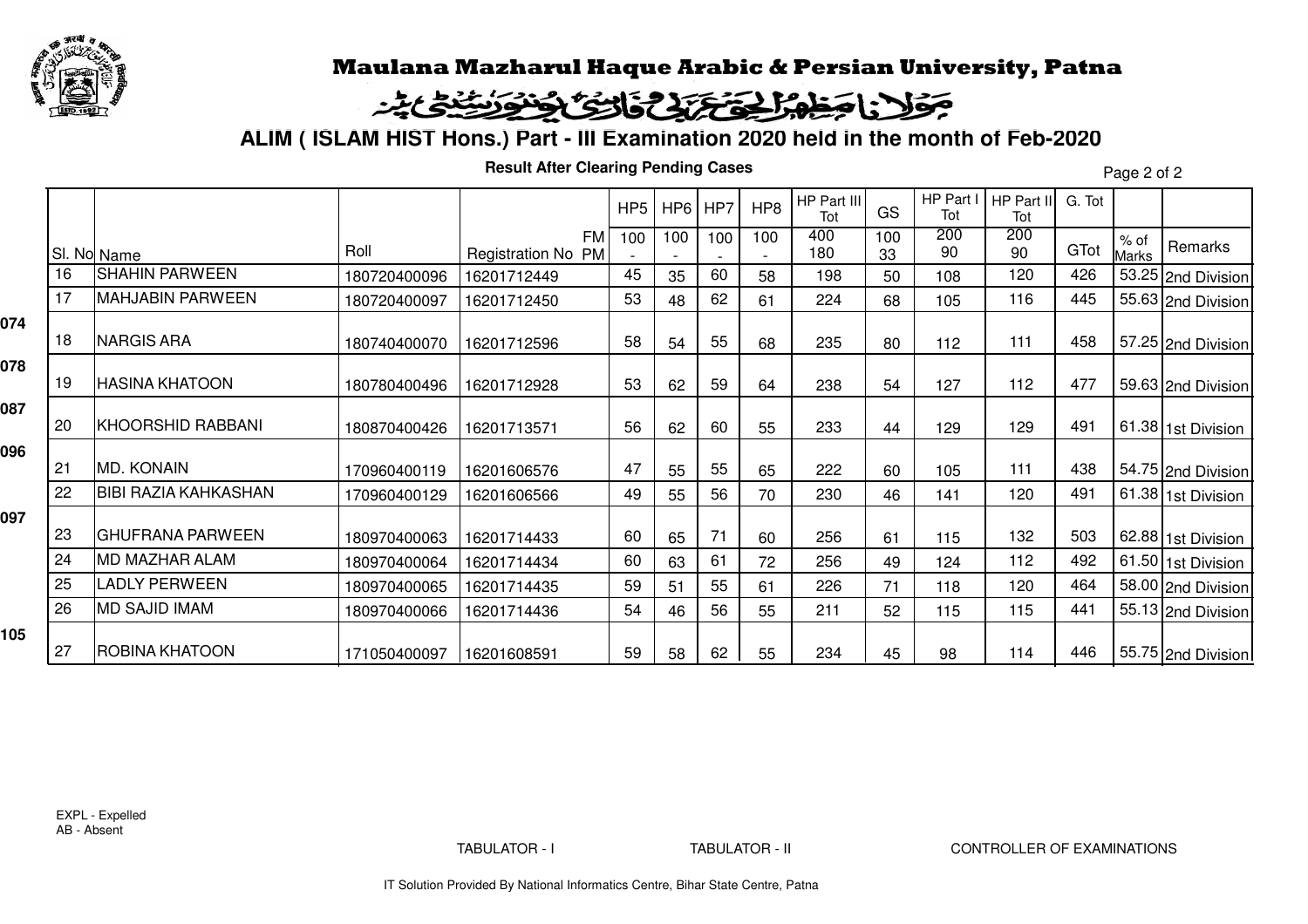# Maulana Mazharul Haque Arabic & Persian University, Patna

مولانا مظہر الحق عربی و فارسی یونیورسٹی پٹنہ

## ALIM ( ISLAM HIST Hons.) Part - III Examination 2020 held in the month of Feb-2020

**Result After Clearing Pending Cases**

| | Sl. No | Name | Roll | Registration No | HP5 | HP6 | HP7 | HP8 | HP Part III Tot | GS | HP Part I Tot | HP Part II Tot | G. Tot | % of Marks | Remarks |
|---|---|---|---|---|---|---|---|---|---|---|---|---|---|---|---|
| | | | | FM | 100 | 100 | 100 | 100 | 400 | 100 | 200 | 200 | GTot | | |
| | | | | PM | - | - | - | - | 180 | 33 | 90 | 90 | | | |
| | 16 | SHAHIN PARWEEN | 180720400096 | 16201712449 | 45 | 35 | 60 | 58 | 198 | 50 | 108 | 120 | 426 | 53.25 | 2nd Division |
| | 17 | MAHJABIN PARWEEN | 180720400097 | 16201712450 | 53 | 48 | 62 | 61 | 224 | 68 | 105 | 116 | 445 | 55.63 | 2nd Division |
| 074 | 18 | NARGIS ARA | 180740400070 | 16201712596 | 58 | 54 | 55 | 68 | 235 | 80 | 112 | 111 | 458 | 57.25 | 2nd Division |
| 078 | 19 | HASINA KHATOON | 180780400496 | 16201712928 | 53 | 62 | 59 | 64 | 238 | 54 | 127 | 112 | 477 | 59.63 | 2nd Division |
| 087 | 20 | KHOORSHID RABBANI | 180870400426 | 16201713571 | 56 | 62 | 60 | 55 | 233 | 44 | 129 | 129 | 491 | 61.38 | 1st Division |
| 096 | 21 | MD. KONAIN | 170960400119 | 16201606576 | 47 | 55 | 55 | 65 | 222 | 60 | 105 | 111 | 438 | 54.75 | 2nd Division |
| | 22 | BIBI RAZIA KAHKASHAN | 170960400129 | 16201606566 | 49 | 55 | 56 | 70 | 230 | 46 | 141 | 120 | 491 | 61.38 | 1st Division |
| 097 | 23 | GHUFRANA PARWEEN | 180970400063 | 16201714433 | 60 | 65 | 71 | 60 | 256 | 61 | 115 | 132 | 503 | 62.88 | 1st Division |
| | 24 | MD MAZHAR ALAM | 180970400064 | 16201714434 | 60 | 63 | 61 | 72 | 256 | 49 | 124 | 112 | 492 | 61.50 | 1st Division |
| | 25 | LADLY PERWEEN | 180970400065 | 16201714435 | 59 | 51 | 55 | 61 | 226 | 71 | 118 | 120 | 464 | 58.00 | 2nd Division |
| | 26 | MD SAJID IMAM | 180970400066 | 16201714436 | 54 | 46 | 56 | 55 | 211 | 52 | 115 | 115 | 441 | 55.13 | 2nd Division |
| 105 | 27 | ROBINA KHATOON | 171050400097 | 16201608591 | 59 | 58 | 62 | 55 | 234 | 45 | 98 | 114 | 446 | 55.75 | 2nd Division |

EXPL - Expelled
AB - Absent

TABULATOR - I  TABULATOR - II  CONTROLLER OF EXAMINATIONS

IT Solution Provided By National Informatics Centre, Bihar State Centre, Patna